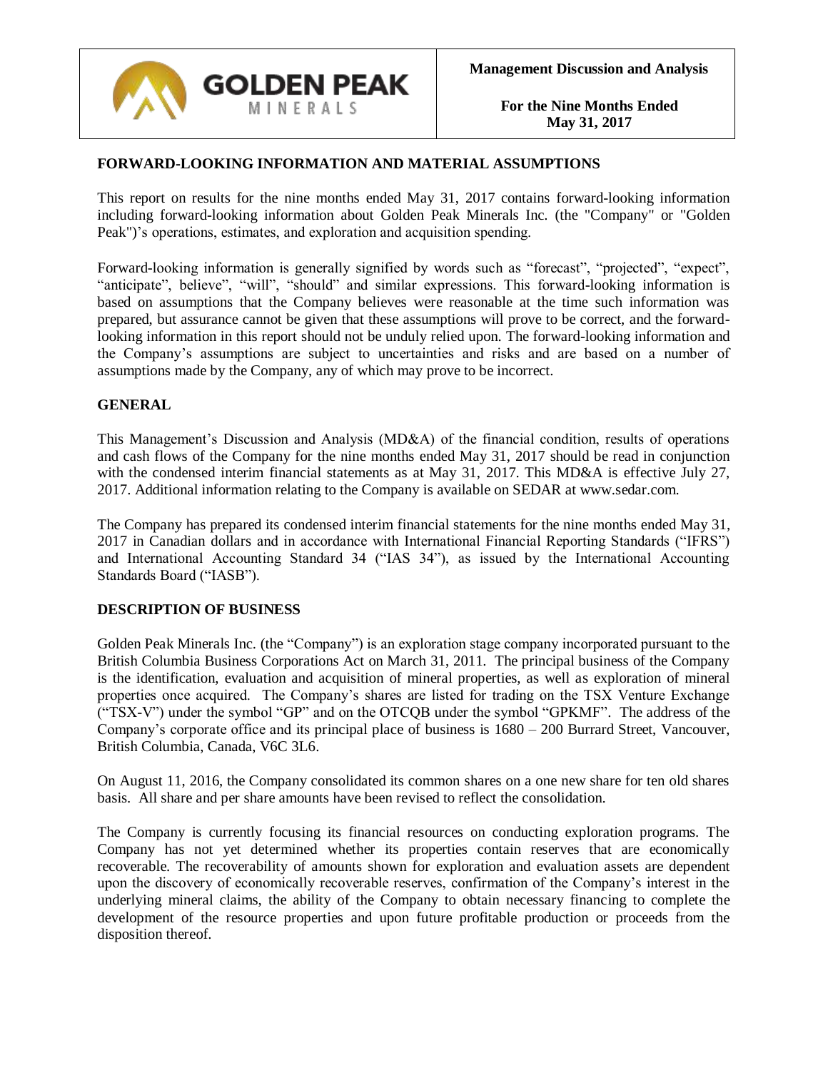**GOLDEN PEAK**
MINERALS

**Management Discussion and Analysis**

**For the Nine Months Ended May 31, 2017**

## FORWARD-LOOKING INFORMATION AND MATERIAL ASSUMPTIONS

This report on results for the nine months ended May 31, 2017 contains forward-looking information including forward-looking information about Golden Peak Minerals Inc. (the "Company" or "Golden Peak")'s operations, estimates, and exploration and acquisition spending.

Forward-looking information is generally signified by words such as "forecast", "projected", "expect", "anticipate", believe", "will", "should" and similar expressions. This forward-looking information is based on assumptions that the Company believes were reasonable at the time such information was prepared, but assurance cannot be given that these assumptions will prove to be correct, and the forward-looking information in this report should not be unduly relied upon. The forward-looking information and the Company's assumptions are subject to uncertainties and risks and are based on a number of assumptions made by the Company, any of which may prove to be incorrect.

## GENERAL

This Management's Discussion and Analysis (MD&A) of the financial condition, results of operations and cash flows of the Company for the nine months ended May 31, 2017 should be read in conjunction with the condensed interim financial statements as at May 31, 2017. This MD&A is effective July 27, 2017. Additional information relating to the Company is available on SEDAR at www.sedar.com.

The Company has prepared its condensed interim financial statements for the nine months ended May 31, 2017 in Canadian dollars and in accordance with International Financial Reporting Standards ("IFRS") and International Accounting Standard 34 ("IAS 34"), as issued by the International Accounting Standards Board ("IASB").

## DESCRIPTION OF BUSINESS

Golden Peak Minerals Inc. (the "Company") is an exploration stage company incorporated pursuant to the British Columbia Business Corporations Act on March 31, 2011. The principal business of the Company is the identification, evaluation and acquisition of mineral properties, as well as exploration of mineral properties once acquired. The Company's shares are listed for trading on the TSX Venture Exchange ("TSX-V") under the symbol "GP" and on the OTCQB under the symbol "GPKMF". The address of the Company's corporate office and its principal place of business is 1680 – 200 Burrard Street, Vancouver, British Columbia, Canada, V6C 3L6.

On August 11, 2016, the Company consolidated its common shares on a one new share for ten old shares basis. All share and per share amounts have been revised to reflect the consolidation.

The Company is currently focusing its financial resources on conducting exploration programs. The Company has not yet determined whether its properties contain reserves that are economically recoverable. The recoverability of amounts shown for exploration and evaluation assets are dependent upon the discovery of economically recoverable reserves, confirmation of the Company's interest in the underlying mineral claims, the ability of the Company to obtain necessary financing to complete the development of the resource properties and upon future profitable production or proceeds from the disposition thereof.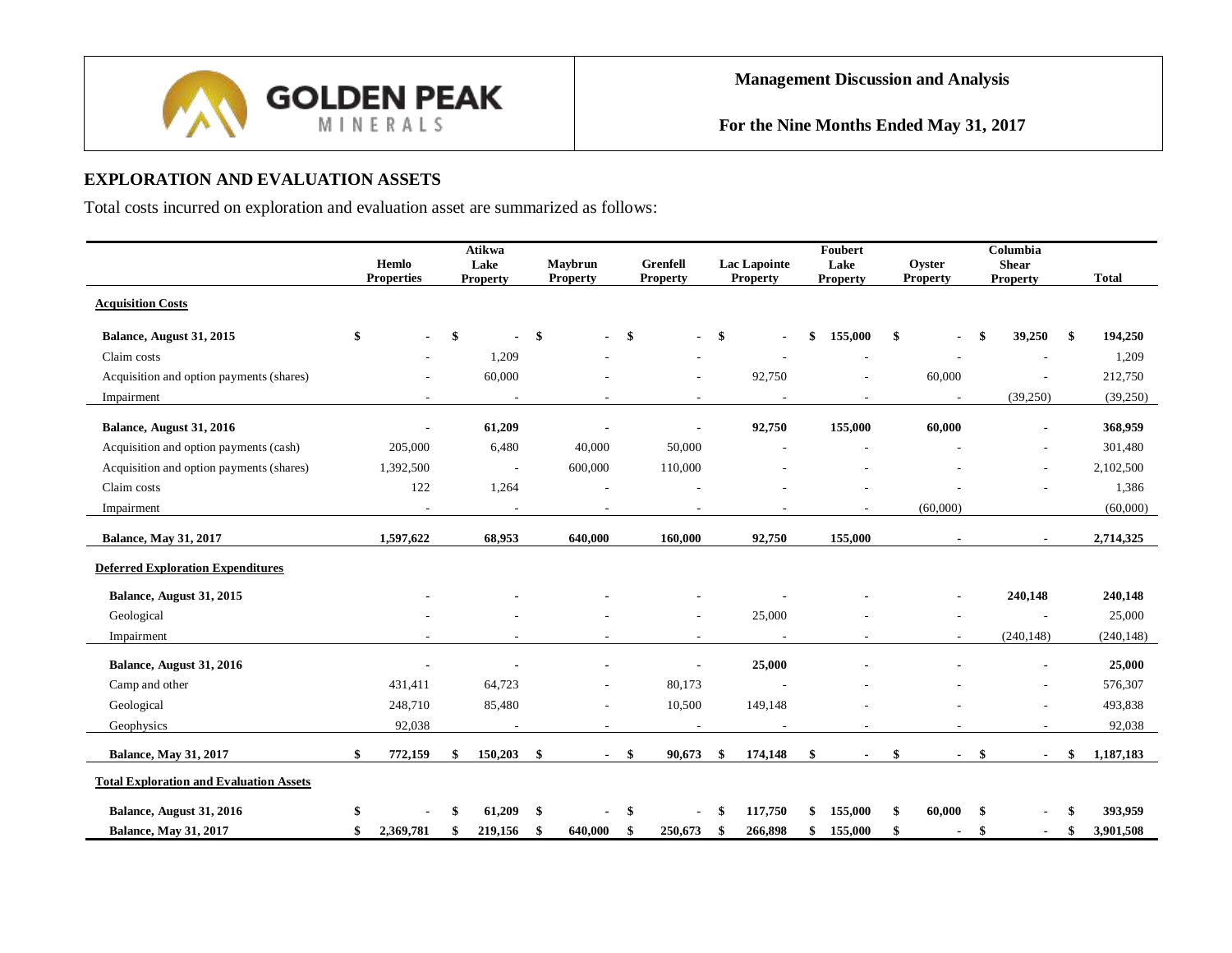## EXPLORATION AND EVALUATION ASSETS

Total costs incurred on exploration and evaluation asset are summarized as follows:

| | Hemlo Properties | Atikwa Lake Property | Maybrun Property | Grenfell Property | Lac Lapointe Property | Foubert Lake Property | Oyster Property | Columbia Shear Property | Total |
|---|---|---|---|---|---|---|---|---|---|
| **Acquisition Costs** | | | | | | | | | |
| **Balance, August 31, 2015** | **$ -** | **$ -** | **$ -** | **$ -** | **$ -** | **$ 155,000** | **$ -** | **$ 39,250** | **$ 194,250** |
| Claim costs | - | 1,209 | - | - | - | - | - | - | 1,209 |
| Acquisition and option payments (shares) | - | 60,000 | - | - | 92,750 | - | 60,000 | - | 212,750 |
| Impairment | - | - | - | - | - | - | - | (39,250) | (39,250) |
| **Balance, August 31, 2016** | **-** | **61,209** | **-** | **-** | **92,750** | **155,000** | **60,000** | **-** | **368,959** |
| Acquisition and option payments (cash) | 205,000 | 6,480 | 40,000 | 50,000 | - | - | - | - | 301,480 |
| Acquisition and option payments (shares) | 1,392,500 | - | 600,000 | 110,000 | - | - | - | - | 2,102,500 |
| Claim costs | 122 | 1,264 | - | - | - | - | - | - | 1,386 |
| Impairment | - | - | - | - | - | - | (60,000) | | (60,000) |
| **Balance, May 31, 2017** | **1,597,622** | **68,953** | **640,000** | **160,000** | **92,750** | **155,000** | **-** | **-** | **2,714,325** |
| **Deferred Exploration Expenditures** | | | | | | | | | |
| **Balance, August 31, 2015** | **-** | **-** | **-** | **-** | **-** | **-** | **-** | **240,148** | **240,148** |
| Geological | - | - | - | - | 25,000 | - | - | - | 25,000 |
| Impairment | - | - | - | - | - | - | - | (240,148) | (240,148) |
| **Balance, August 31, 2016** | **-** | **-** | **-** | **-** | **25,000** | **-** | **-** | **-** | **25,000** |
| Camp and other | 431,411 | 64,723 | - | 80,173 | - | - | - | - | 576,307 |
| Geological | 248,710 | 85,480 | - | 10,500 | 149,148 | - | - | - | 493,838 |
| Geophysics | 92,038 | - | - | - | - | - | - | - | 92,038 |
| **Balance, May 31, 2017** | **$ 772,159** | **$ 150,203** | **$ -** | **$ 90,673** | **$ 174,148** | **$ -** | **$ -** | **$ -** | **$ 1,187,183** |
| **Total Exploration and Evaluation Assets** | | | | | | | | | |
| **Balance, August 31, 2016** | **$ -** | **$ 61,209** | **$ -** | **$ -** | **$ 117,750** | **$ 155,000** | **$ 60,000** | **$ -** | **$ 393,959** |
| **Balance, May 31, 2017** | **$ 2,369,781** | **$ 219,156** | **$ 640,000** | **$ 250,673** | **$ 266,898** | **$ 155,000** | **$ -** | **$ -** | **$ 3,901,508** |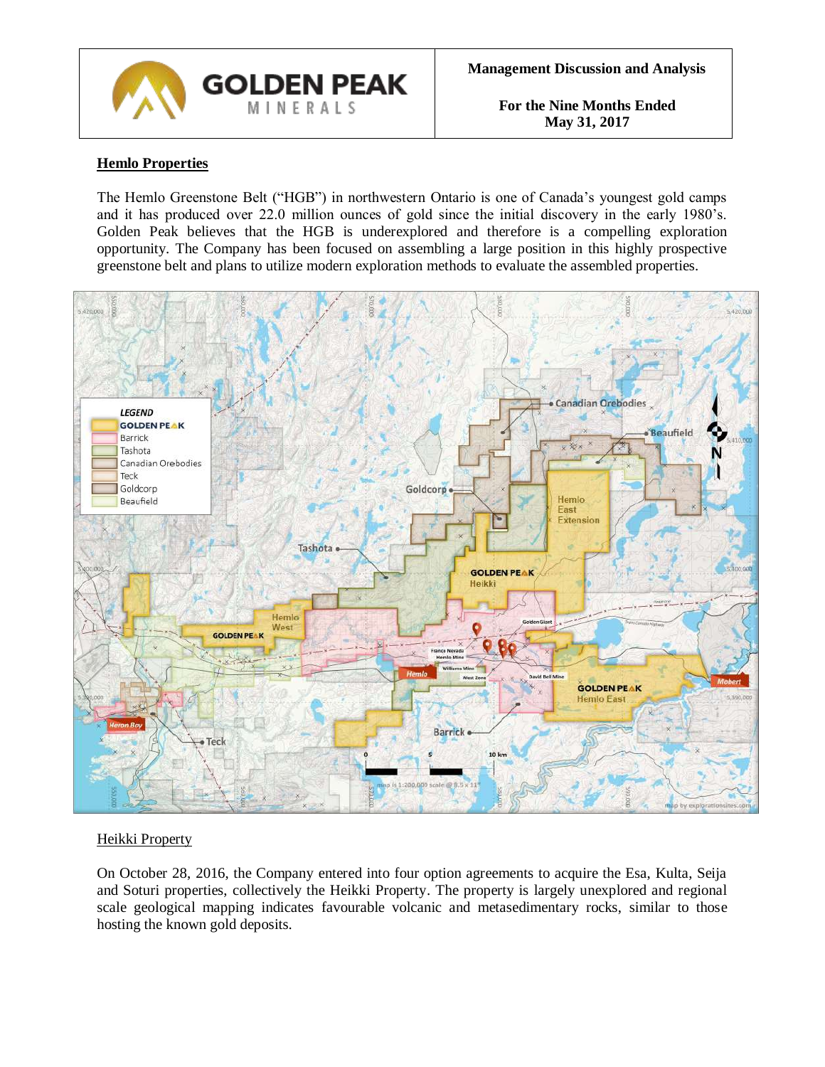## Hemlo Properties

The Hemlo Greenstone Belt ("HGB") in northwestern Ontario is one of Canada's youngest gold camps and it has produced over 22.0 million ounces of gold since the initial discovery in the early 1980's. Golden Peak believes that the HGB is underexplored and therefore is a compelling exploration opportunity. The Company has been focused on assembling a large position in this highly prospective greenstone belt and plans to utilize modern exploration methods to evaluate the assembled properties.

### Heikki Property

On October 28, 2016, the Company entered into four option agreements to acquire the Esa, Kulta, Seija and Soturi properties, collectively the Heikki Property. The property is largely unexplored and regional scale geological mapping indicates favourable volcanic and metasedimentary rocks, similar to those hosting the known gold deposits.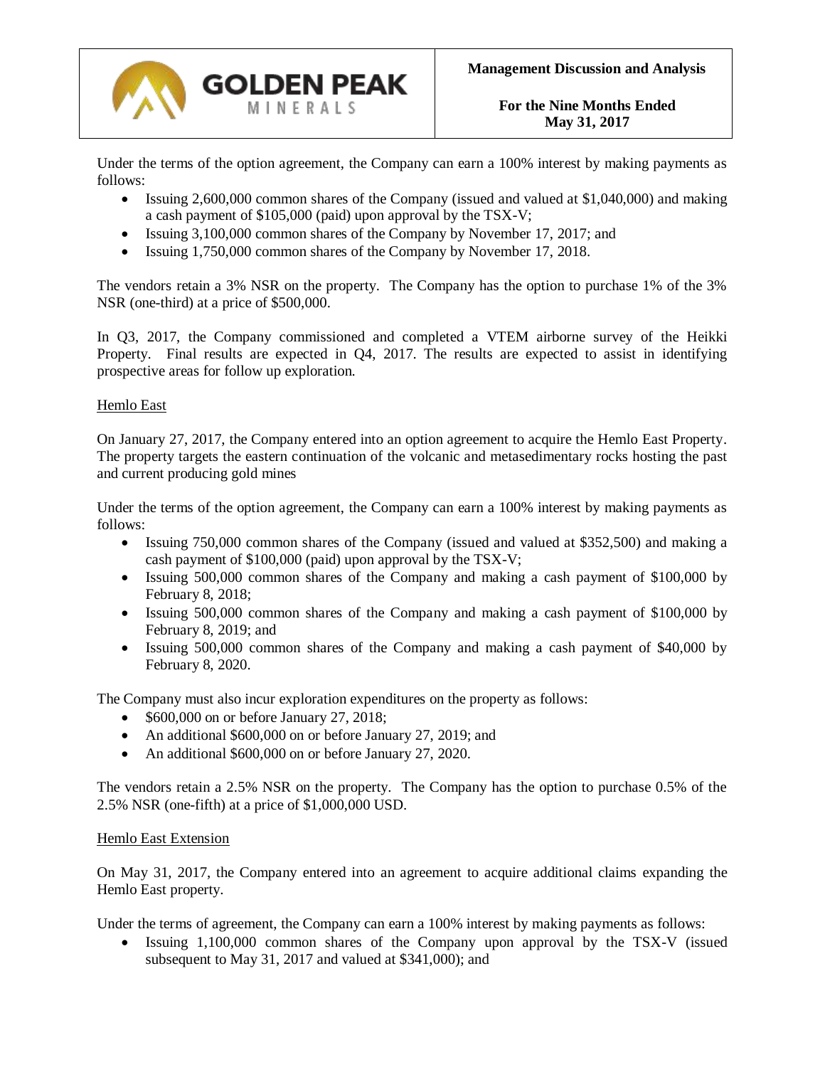Under the terms of the option agreement, the Company can earn a 100% interest by making payments as follows:

- Issuing 2,600,000 common shares of the Company (issued and valued at $1,040,000) and making a cash payment of $105,000 (paid) upon approval by the TSX-V;
- Issuing 3,100,000 common shares of the Company by November 17, 2017; and
- Issuing 1,750,000 common shares of the Company by November 17, 2018.

The vendors retain a 3% NSR on the property. The Company has the option to purchase 1% of the 3% NSR (one-third) at a price of $500,000.

In Q3, 2017, the Company commissioned and completed a VTEM airborne survey of the Heikki Property. Final results are expected in Q4, 2017. The results are expected to assist in identifying prospective areas for follow up exploration.

<u>Hemlo East</u>

On January 27, 2017, the Company entered into an option agreement to acquire the Hemlo East Property. The property targets the eastern continuation of the volcanic and metasedimentary rocks hosting the past and current producing gold mines

Under the terms of the option agreement, the Company can earn a 100% interest by making payments as follows:

- Issuing 750,000 common shares of the Company (issued and valued at $352,500) and making a cash payment of $100,000 (paid) upon approval by the TSX-V;
- Issuing 500,000 common shares of the Company and making a cash payment of $100,000 by February 8, 2018;
- Issuing 500,000 common shares of the Company and making a cash payment of $100,000 by February 8, 2019; and
- Issuing 500,000 common shares of the Company and making a cash payment of $40,000 by February 8, 2020.

The Company must also incur exploration expenditures on the property as follows:

- $600,000 on or before January 27, 2018;
- An additional $600,000 on or before January 27, 2019; and
- An additional $600,000 on or before January 27, 2020.

The vendors retain a 2.5% NSR on the property. The Company has the option to purchase 0.5% of the 2.5% NSR (one-fifth) at a price of $1,000,000 USD.

<u>Hemlo East Extension</u>

On May 31, 2017, the Company entered into an agreement to acquire additional claims expanding the Hemlo East property.

Under the terms of agreement, the Company can earn a 100% interest by making payments as follows:

- Issuing 1,100,000 common shares of the Company upon approval by the TSX-V (issued subsequent to May 31, 2017 and valued at $341,000); and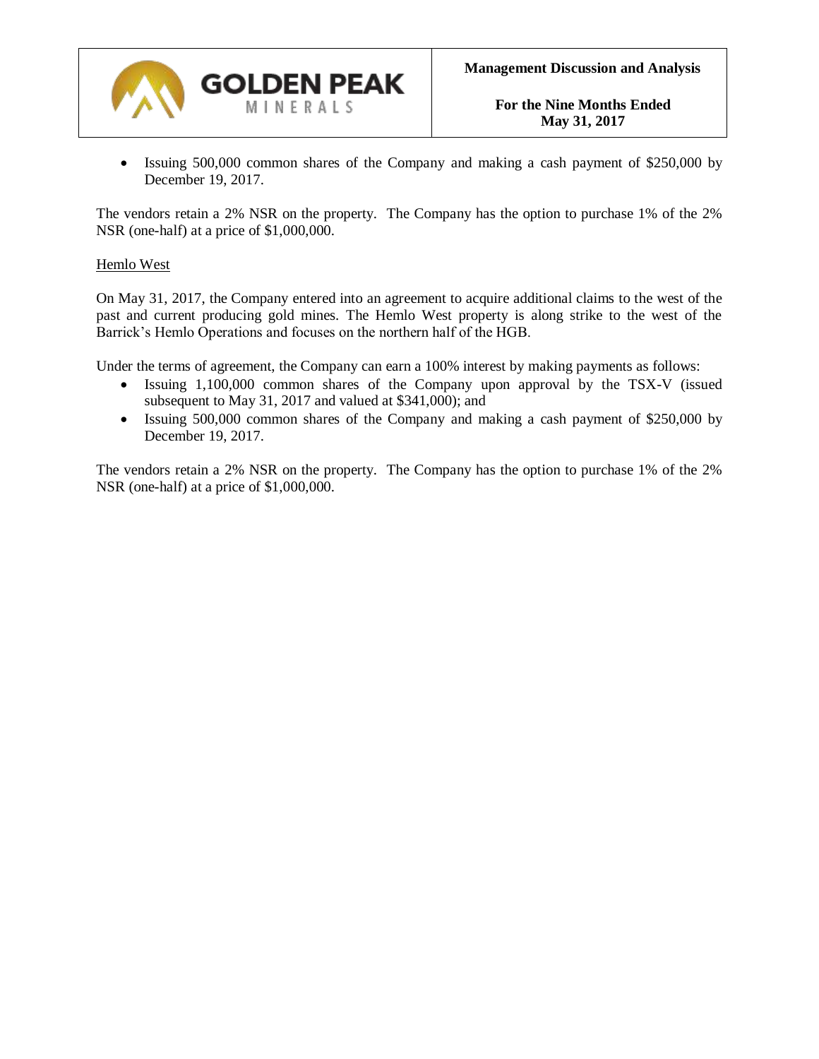- Issuing 500,000 common shares of the Company and making a cash payment of $250,000 by December 19, 2017.

The vendors retain a 2% NSR on the property. The Company has the option to purchase 1% of the 2% NSR (one-half) at a price of $1,000,000.

Hemlo West

On May 31, 2017, the Company entered into an agreement to acquire additional claims to the west of the past and current producing gold mines. The Hemlo West property is along strike to the west of the Barrick's Hemlo Operations and focuses on the northern half of the HGB.

Under the terms of agreement, the Company can earn a 100% interest by making payments as follows:

- Issuing 1,100,000 common shares of the Company upon approval by the TSX-V (issued subsequent to May 31, 2017 and valued at $341,000); and
- Issuing 500,000 common shares of the Company and making a cash payment of $250,000 by December 19, 2017.

The vendors retain a 2% NSR on the property. The Company has the option to purchase 1% of the 2% NSR (one-half) at a price of $1,000,000.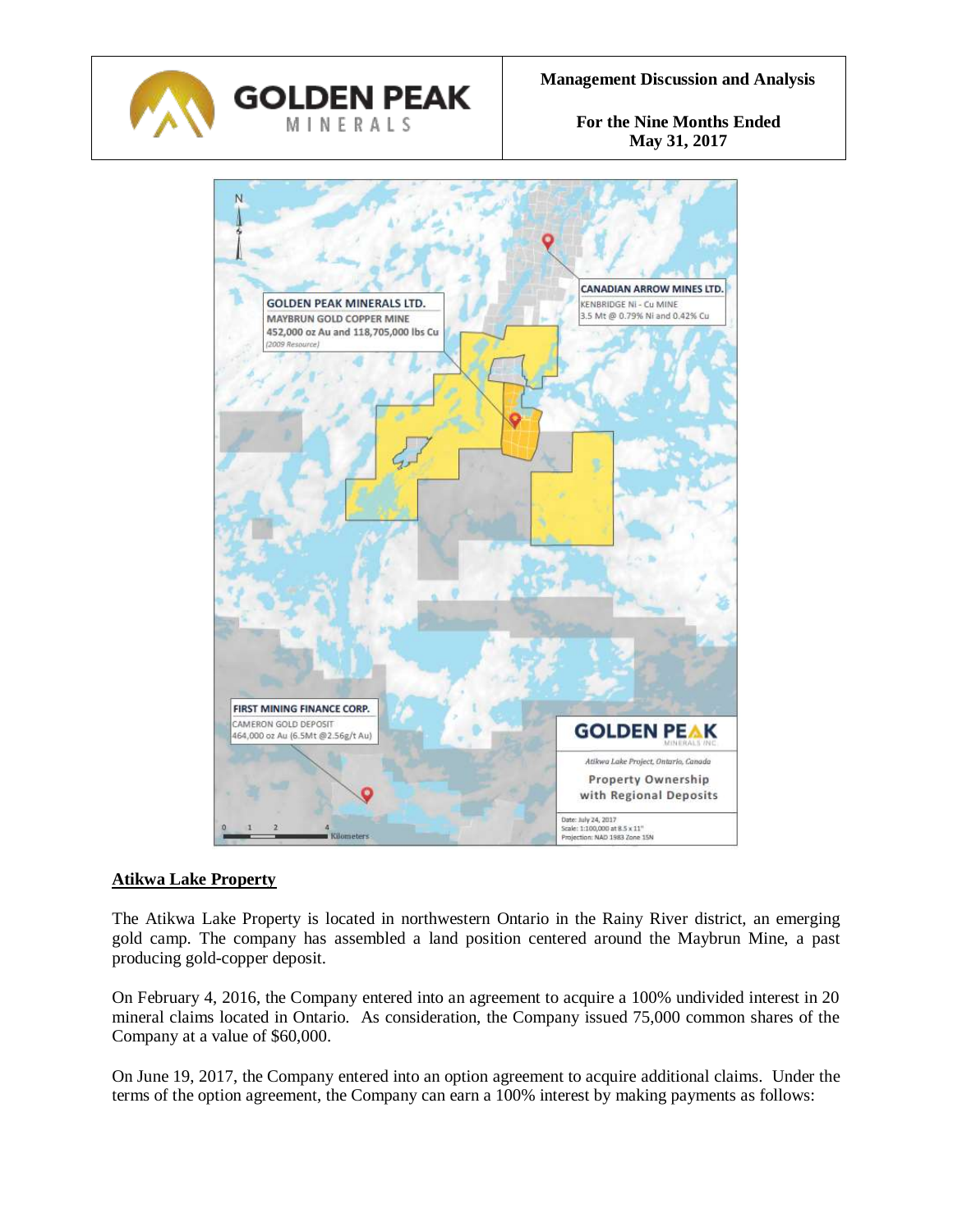## Atikwa Lake Property

The Atikwa Lake Property is located in northwestern Ontario in the Rainy River district, an emerging gold camp. The company has assembled a land position centered around the Maybrun Mine, a past producing gold-copper deposit.

On February 4, 2016, the Company entered into an agreement to acquire a 100% undivided interest in 20 mineral claims located in Ontario. As consideration, the Company issued 75,000 common shares of the Company at a value of $60,000.

On June 19, 2017, the Company entered into an option agreement to acquire additional claims. Under the terms of the option agreement, the Company can earn a 100% interest by making payments as follows: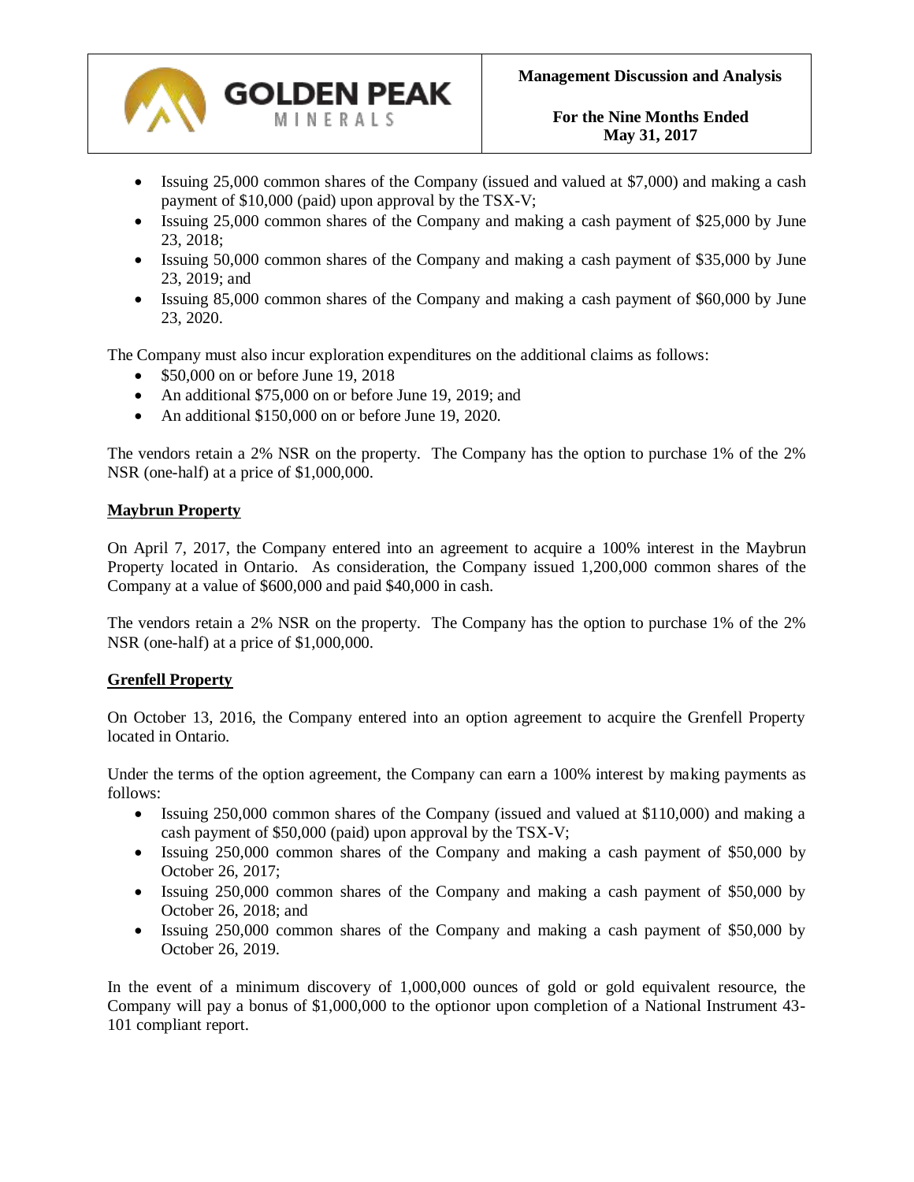- Issuing 25,000 common shares of the Company (issued and valued at $7,000) and making a cash payment of $10,000 (paid) upon approval by the TSX-V;
- Issuing 25,000 common shares of the Company and making a cash payment of $25,000 by June 23, 2018;
- Issuing 50,000 common shares of the Company and making a cash payment of $35,000 by June 23, 2019; and
- Issuing 85,000 common shares of the Company and making a cash payment of $60,000 by June 23, 2020.

The Company must also incur exploration expenditures on the additional claims as follows:

- $50,000 on or before June 19, 2018
- An additional $75,000 on or before June 19, 2019; and
- An additional $150,000 on or before June 19, 2020.

The vendors retain a 2% NSR on the property. The Company has the option to purchase 1% of the 2% NSR (one-half) at a price of $1,000,000.

**Maybrun Property**

On April 7, 2017, the Company entered into an agreement to acquire a 100% interest in the Maybrun Property located in Ontario. As consideration, the Company issued 1,200,000 common shares of the Company at a value of $600,000 and paid $40,000 in cash.

The vendors retain a 2% NSR on the property. The Company has the option to purchase 1% of the 2% NSR (one-half) at a price of $1,000,000.

**Grenfell Property**

On October 13, 2016, the Company entered into an option agreement to acquire the Grenfell Property located in Ontario.

Under the terms of the option agreement, the Company can earn a 100% interest by making payments as follows:

- Issuing 250,000 common shares of the Company (issued and valued at $110,000) and making a cash payment of $50,000 (paid) upon approval by the TSX-V;
- Issuing 250,000 common shares of the Company and making a cash payment of $50,000 by October 26, 2017;
- Issuing 250,000 common shares of the Company and making a cash payment of $50,000 by October 26, 2018; and
- Issuing 250,000 common shares of the Company and making a cash payment of $50,000 by October 26, 2019.

In the event of a minimum discovery of 1,000,000 ounces of gold or gold equivalent resource, the Company will pay a bonus of $1,000,000 to the optionor upon completion of a National Instrument 43-101 compliant report.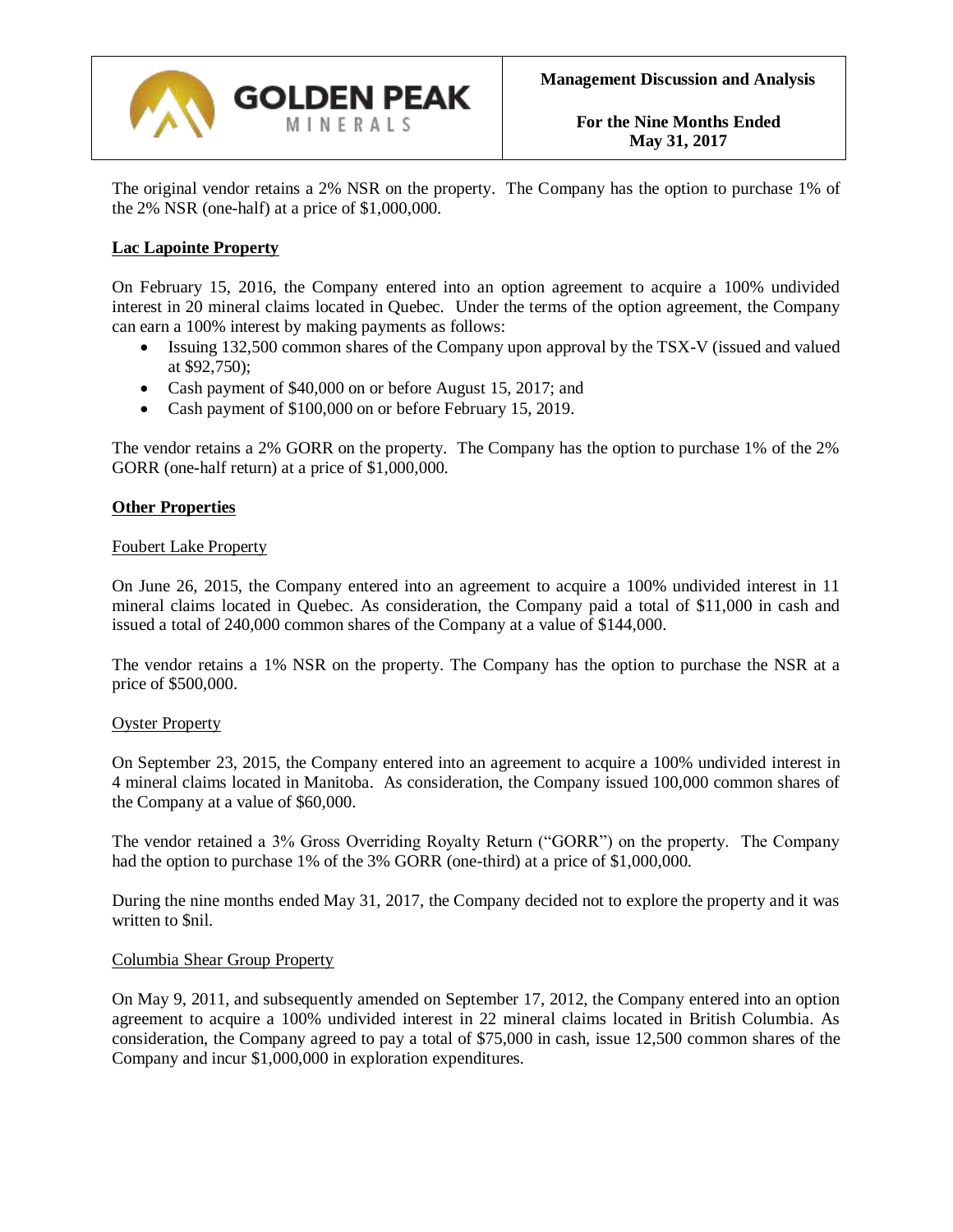The original vendor retains a 2% NSR on the property. The Company has the option to purchase 1% of the 2% NSR (one-half) at a price of $1,000,000.

**Lac Lapointe Property**

On February 15, 2016, the Company entered into an option agreement to acquire a 100% undivided interest in 20 mineral claims located in Quebec. Under the terms of the option agreement, the Company can earn a 100% interest by making payments as follows:

- Issuing 132,500 common shares of the Company upon approval by the TSX-V (issued and valued at $92,750);
- Cash payment of $40,000 on or before August 15, 2017; and
- Cash payment of $100,000 on or before February 15, 2019.

The vendor retains a 2% GORR on the property. The Company has the option to purchase 1% of the 2% GORR (one-half return) at a price of $1,000,000.

**Other Properties**

Foubert Lake Property

On June 26, 2015, the Company entered into an agreement to acquire a 100% undivided interest in 11 mineral claims located in Quebec. As consideration, the Company paid a total of $11,000 in cash and issued a total of 240,000 common shares of the Company at a value of $144,000.

The vendor retains a 1% NSR on the property. The Company has the option to purchase the NSR at a price of $500,000.

Oyster Property

On September 23, 2015, the Company entered into an agreement to acquire a 100% undivided interest in 4 mineral claims located in Manitoba. As consideration, the Company issued 100,000 common shares of the Company at a value of $60,000.

The vendor retained a 3% Gross Overriding Royalty Return ("GORR") on the property. The Company had the option to purchase 1% of the 3% GORR (one-third) at a price of $1,000,000.

During the nine months ended May 31, 2017, the Company decided not to explore the property and it was written to $nil.

Columbia Shear Group Property

On May 9, 2011, and subsequently amended on September 17, 2012, the Company entered into an option agreement to acquire a 100% undivided interest in 22 mineral claims located in British Columbia. As consideration, the Company agreed to pay a total of $75,000 in cash, issue 12,500 common shares of the Company and incur $1,000,000 in exploration expenditures.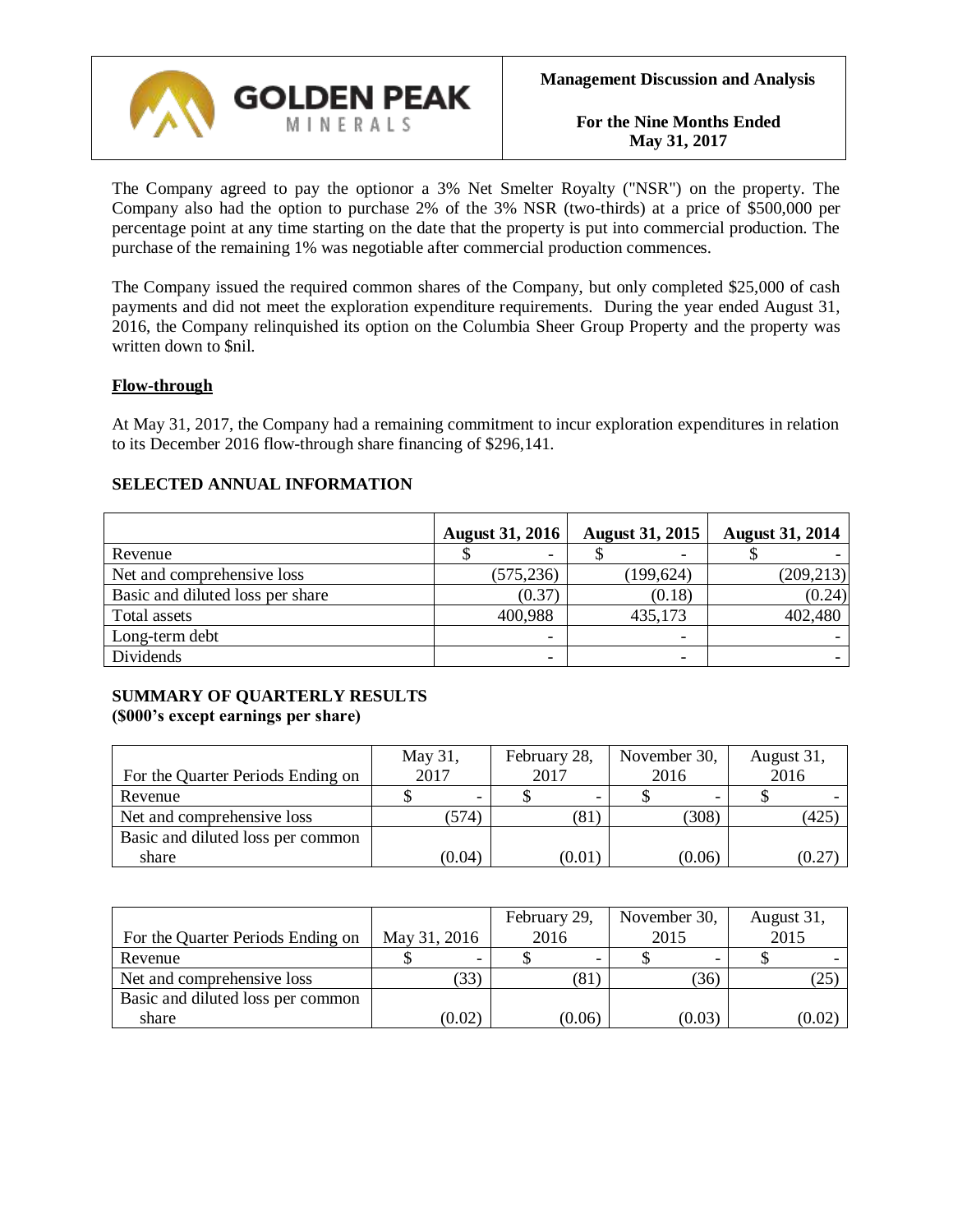The Company agreed to pay the optionor a 3% Net Smelter Royalty ("NSR") on the property. The Company also had the option to purchase 2% of the 3% NSR (two-thirds) at a price of $500,000 per percentage point at any time starting on the date that the property is put into commercial production. The purchase of the remaining 1% was negotiable after commercial production commences.

The Company issued the required common shares of the Company, but only completed $25,000 of cash payments and did not meet the exploration expenditure requirements. During the year ended August 31, 2016, the Company relinquished its option on the Columbia Sheer Group Property and the property was written down to $nil.

**Flow-through**

At May 31, 2017, the Company had a remaining commitment to incur exploration expenditures in relation to its December 2016 flow-through share financing of $296,141.

## SELECTED ANNUAL INFORMATION

| | August 31, 2016 | August 31, 2015 | August 31, 2014 |
|---|---|---|---|
| Revenue | $ - | $ - | $ - |
| Net and comprehensive loss | (575,236) | (199,624) | (209,213) |
| Basic and diluted loss per share | (0.37) | (0.18) | (0.24) |
| Total assets | 400,988 | 435,173 | 402,480 |
| Long-term debt | - | - | - |
| Dividends | - | - | - |

## SUMMARY OF QUARTERLY RESULTS
**($000's except earnings per share)**

| For the Quarter Periods Ending on | May 31, 2017 | February 28, 2017 | November 30, 2016 | August 31, 2016 |
|---|---|---|---|---|
| Revenue | $ - | $ - | $ - | $ - |
| Net and comprehensive loss | (574) | (81) | (308) | (425) |
| Basic and diluted loss per common share | (0.04) | (0.01) | (0.06) | (0.27) |

| For the Quarter Periods Ending on | May 31, 2016 | February 29, 2016 | November 30, 2015 | August 31, 2015 |
|---|---|---|---|---|
| Revenue | $ - | $ - | $ - | $ - |
| Net and comprehensive loss | (33) | (81) | (36) | (25) |
| Basic and diluted loss per common share | (0.02) | (0.06) | (0.03) | (0.02) |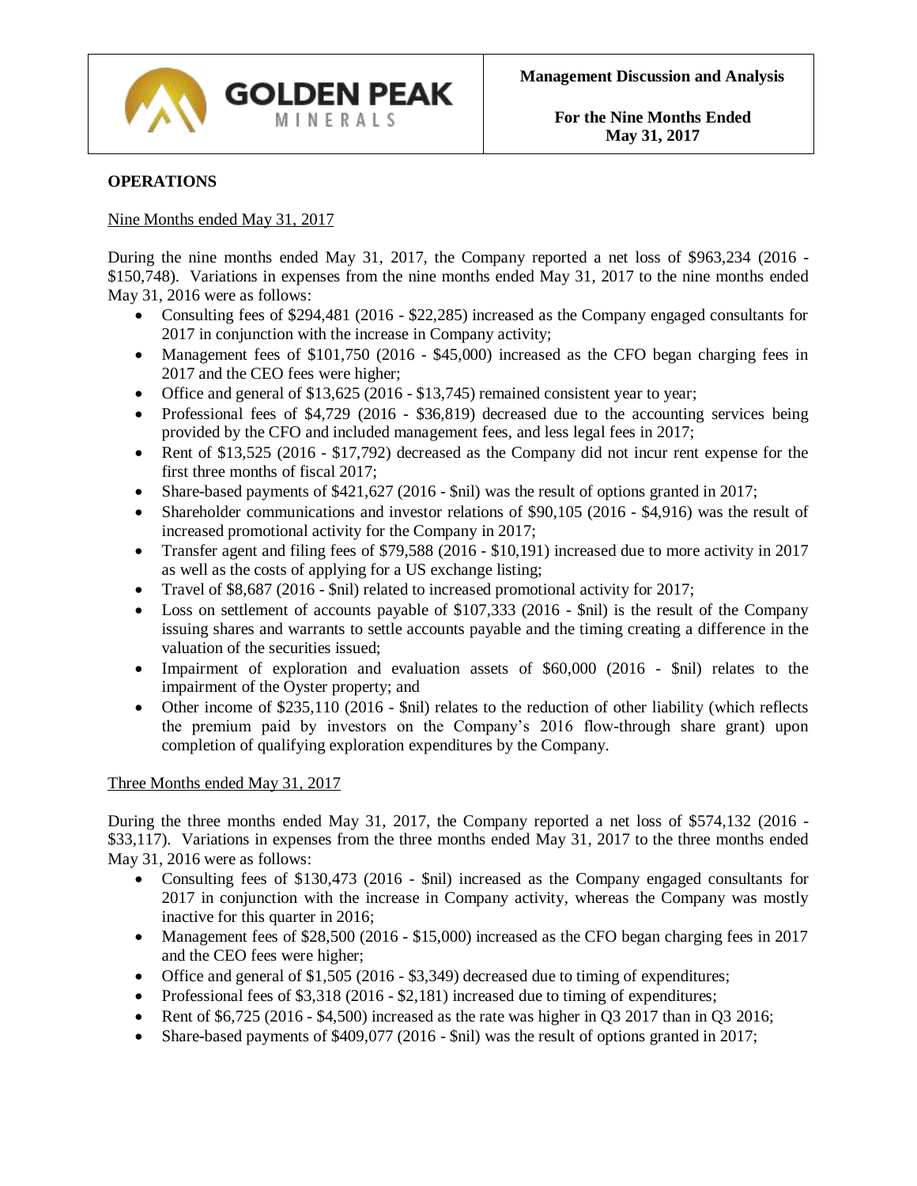## OPERATIONS

Nine Months ended May 31, 2017

During the nine months ended May 31, 2017, the Company reported a net loss of $963,234 (2016 - $150,748). Variations in expenses from the nine months ended May 31, 2017 to the nine months ended May 31, 2016 were as follows:

- Consulting fees of $294,481 (2016 - $22,285) increased as the Company engaged consultants for 2017 in conjunction with the increase in Company activity;
- Management fees of $101,750 (2016 - $45,000) increased as the CFO began charging fees in 2017 and the CEO fees were higher;
- Office and general of $13,625 (2016 - $13,745) remained consistent year to year;
- Professional fees of $4,729 (2016 - $36,819) decreased due to the accounting services being provided by the CFO and included management fees, and less legal fees in 2017;
- Rent of $13,525 (2016 - $17,792) decreased as the Company did not incur rent expense for the first three months of fiscal 2017;
- Share-based payments of $421,627 (2016 - $nil) was the result of options granted in 2017;
- Shareholder communications and investor relations of $90,105 (2016 - $4,916) was the result of increased promotional activity for the Company in 2017;
- Transfer agent and filing fees of $79,588 (2016 - $10,191) increased due to more activity in 2017 as well as the costs of applying for a US exchange listing;
- Travel of $8,687 (2016 - $nil) related to increased promotional activity for 2017;
- Loss on settlement of accounts payable of $107,333 (2016 - $nil) is the result of the Company issuing shares and warrants to settle accounts payable and the timing creating a difference in the valuation of the securities issued;
- Impairment of exploration and evaluation assets of $60,000 (2016 - $nil) relates to the impairment of the Oyster property; and
- Other income of $235,110 (2016 - $nil) relates to the reduction of other liability (which reflects the premium paid by investors on the Company's 2016 flow-through share grant) upon completion of qualifying exploration expenditures by the Company.

Three Months ended May 31, 2017

During the three months ended May 31, 2017, the Company reported a net loss of $574,132 (2016 - $33,117). Variations in expenses from the three months ended May 31, 2017 to the three months ended May 31, 2016 were as follows:

- Consulting fees of $130,473 (2016 - $nil) increased as the Company engaged consultants for 2017 in conjunction with the increase in Company activity, whereas the Company was mostly inactive for this quarter in 2016;
- Management fees of $28,500 (2016 - $15,000) increased as the CFO began charging fees in 2017 and the CEO fees were higher;
- Office and general of $1,505 (2016 - $3,349) decreased due to timing of expenditures;
- Professional fees of $3,318 (2016 - $2,181) increased due to timing of expenditures;
- Rent of $6,725 (2016 - $4,500) increased as the rate was higher in Q3 2017 than in Q3 2016;
- Share-based payments of $409,077 (2016 - $nil) was the result of options granted in 2017;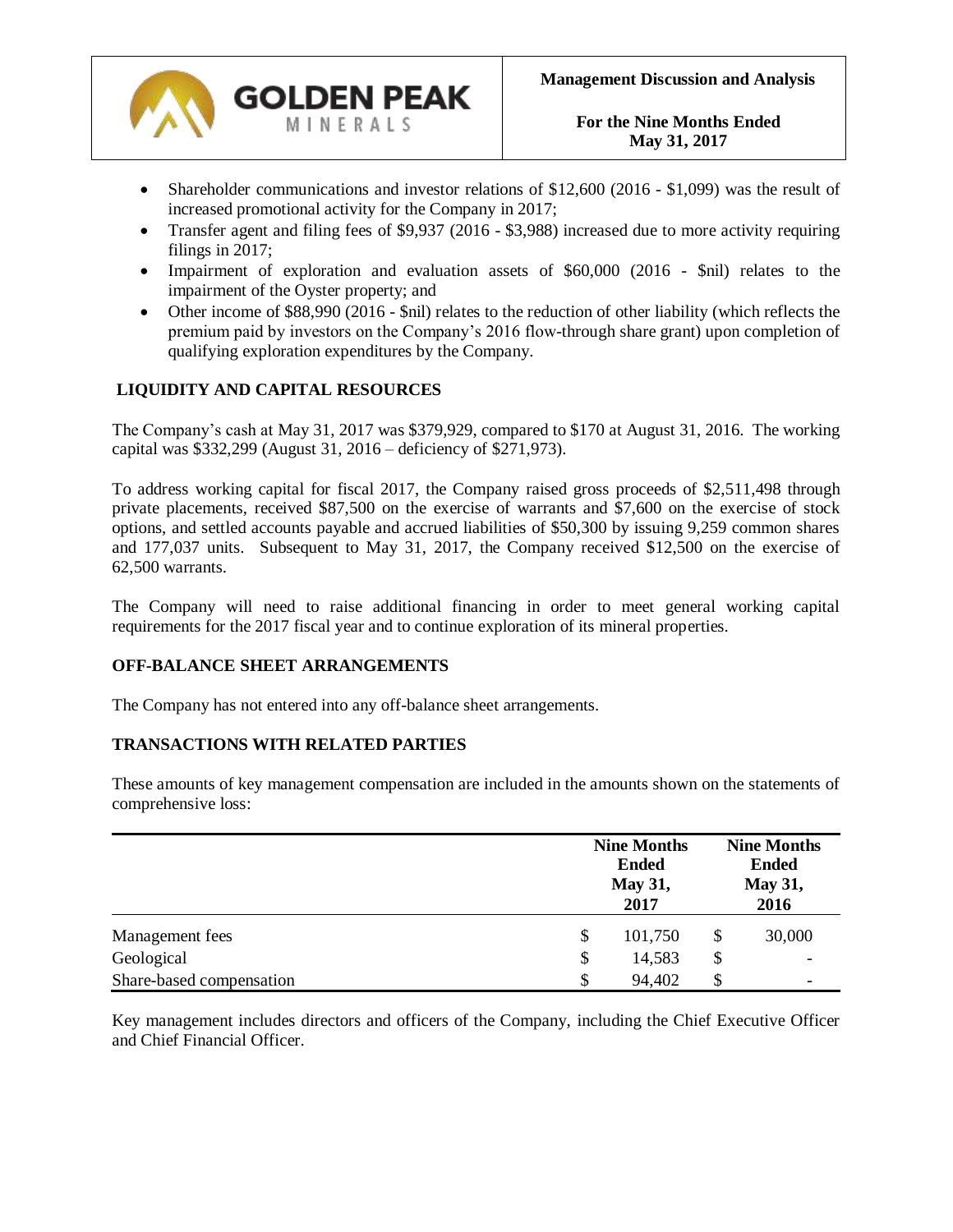- Shareholder communications and investor relations of $12,600 (2016 - $1,099) was the result of increased promotional activity for the Company in 2017;
- Transfer agent and filing fees of $9,937 (2016 - $3,988) increased due to more activity requiring filings in 2017;
- Impairment of exploration and evaluation assets of $60,000 (2016 - $nil) relates to the impairment of the Oyster property; and
- Other income of $88,990 (2016 - $nil) relates to the reduction of other liability (which reflects the premium paid by investors on the Company's 2016 flow-through share grant) upon completion of qualifying exploration expenditures by the Company.

## LIQUIDITY AND CAPITAL RESOURCES

The Company's cash at May 31, 2017 was $379,929, compared to $170 at August 31, 2016. The working capital was $332,299 (August 31, 2016 – deficiency of $271,973).

To address working capital for fiscal 2017, the Company raised gross proceeds of $2,511,498 through private placements, received $87,500 on the exercise of warrants and $7,600 on the exercise of stock options, and settled accounts payable and accrued liabilities of $50,300 by issuing 9,259 common shares and 177,037 units. Subsequent to May 31, 2017, the Company received $12,500 on the exercise of 62,500 warrants.

The Company will need to raise additional financing in order to meet general working capital requirements for the 2017 fiscal year and to continue exploration of its mineral properties.

## OFF-BALANCE SHEET ARRANGEMENTS

The Company has not entered into any off-balance sheet arrangements.

## TRANSACTIONS WITH RELATED PARTIES

These amounts of key management compensation are included in the amounts shown on the statements of comprehensive loss:

| | Nine Months Ended May 31, 2017 | Nine Months Ended May 31, 2016 |
|---|---|---|
| Management fees | $ 101,750 | $ 30,000 |
| Geological | $ 14,583 | $ - |
| Share-based compensation | $ 94,402 | $ - |

Key management includes directors and officers of the Company, including the Chief Executive Officer and Chief Financial Officer.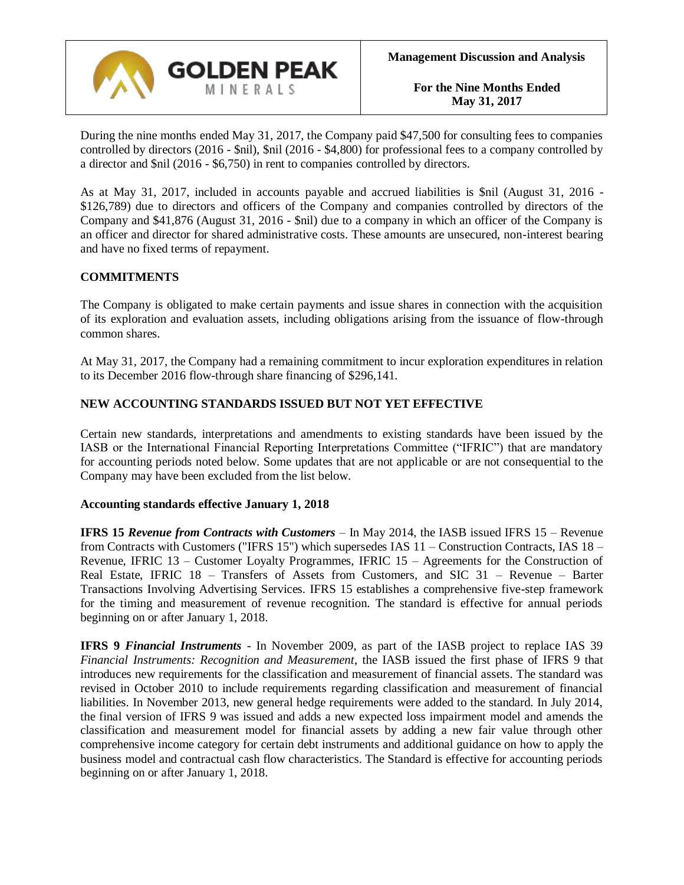During the nine months ended May 31, 2017, the Company paid $47,500 for consulting fees to companies controlled by directors (2016 - $nil), $nil (2016 - $4,800) for professional fees to a company controlled by a director and $nil (2016 - $6,750) in rent to companies controlled by directors.

As at May 31, 2017, included in accounts payable and accrued liabilities is $nil (August 31, 2016 - $126,789) due to directors and officers of the Company and companies controlled by directors of the Company and $41,876 (August 31, 2016 - $nil) due to a company in which an officer of the Company is an officer and director for shared administrative costs. These amounts are unsecured, non-interest bearing and have no fixed terms of repayment.

## COMMITMENTS

The Company is obligated to make certain payments and issue shares in connection with the acquisition of its exploration and evaluation assets, including obligations arising from the issuance of flow-through common shares.

At May 31, 2017, the Company had a remaining commitment to incur exploration expenditures in relation to its December 2016 flow-through share financing of $296,141.

## NEW ACCOUNTING STANDARDS ISSUED BUT NOT YET EFFECTIVE

Certain new standards, interpretations and amendments to existing standards have been issued by the IASB or the International Financial Reporting Interpretations Committee ("IFRIC") that are mandatory for accounting periods noted below. Some updates that are not applicable or are not consequential to the Company may have been excluded from the list below.

### Accounting standards effective January 1, 2018

**IFRS 15** ***Revenue from Contracts with Customers*** – In May 2014, the IASB issued IFRS 15 – Revenue from Contracts with Customers ("IFRS 15") which supersedes IAS 11 – Construction Contracts, IAS 18 – Revenue, IFRIC 13 – Customer Loyalty Programmes, IFRIC 15 – Agreements for the Construction of Real Estate, IFRIC 18 – Transfers of Assets from Customers, and SIC 31 – Revenue – Barter Transactions Involving Advertising Services. IFRS 15 establishes a comprehensive five-step framework for the timing and measurement of revenue recognition. The standard is effective for annual periods beginning on or after January 1, 2018.

**IFRS 9** ***Financial Instruments*** - In November 2009, as part of the IASB project to replace IAS 39 *Financial Instruments: Recognition and Measurement*, the IASB issued the first phase of IFRS 9 that introduces new requirements for the classification and measurement of financial assets. The standard was revised in October 2010 to include requirements regarding classification and measurement of financial liabilities. In November 2013, new general hedge requirements were added to the standard. In July 2014, the final version of IFRS 9 was issued and adds a new expected loss impairment model and amends the classification and measurement model for financial assets by adding a new fair value through other comprehensive income category for certain debt instruments and additional guidance on how to apply the business model and contractual cash flow characteristics. The Standard is effective for accounting periods beginning on or after January 1, 2018.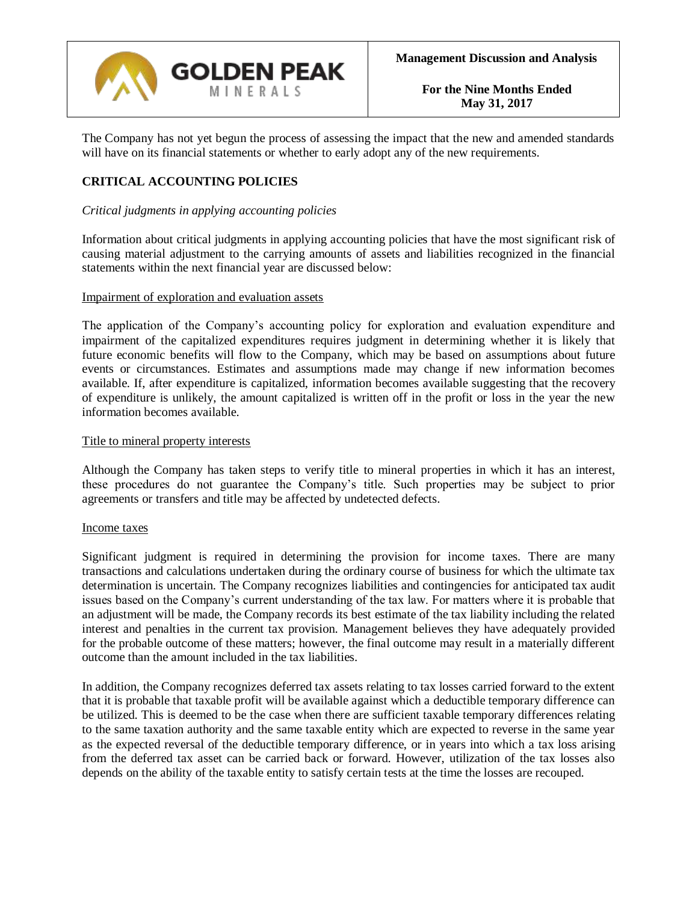The Company has not yet begun the process of assessing the impact that the new and amended standards will have on its financial statements or whether to early adopt any of the new requirements.

## CRITICAL ACCOUNTING POLICIES

*Critical judgments in applying accounting policies*

Information about critical judgments in applying accounting policies that have the most significant risk of causing material adjustment to the carrying amounts of assets and liabilities recognized in the financial statements within the next financial year are discussed below:

Impairment of exploration and evaluation assets

The application of the Company's accounting policy for exploration and evaluation expenditure and impairment of the capitalized expenditures requires judgment in determining whether it is likely that future economic benefits will flow to the Company, which may be based on assumptions about future events or circumstances. Estimates and assumptions made may change if new information becomes available. If, after expenditure is capitalized, information becomes available suggesting that the recovery of expenditure is unlikely, the amount capitalized is written off in the profit or loss in the year the new information becomes available.

Title to mineral property interests

Although the Company has taken steps to verify title to mineral properties in which it has an interest, these procedures do not guarantee the Company's title. Such properties may be subject to prior agreements or transfers and title may be affected by undetected defects.

Income taxes

Significant judgment is required in determining the provision for income taxes. There are many transactions and calculations undertaken during the ordinary course of business for which the ultimate tax determination is uncertain. The Company recognizes liabilities and contingencies for anticipated tax audit issues based on the Company's current understanding of the tax law. For matters where it is probable that an adjustment will be made, the Company records its best estimate of the tax liability including the related interest and penalties in the current tax provision. Management believes they have adequately provided for the probable outcome of these matters; however, the final outcome may result in a materially different outcome than the amount included in the tax liabilities.

In addition, the Company recognizes deferred tax assets relating to tax losses carried forward to the extent that it is probable that taxable profit will be available against which a deductible temporary difference can be utilized. This is deemed to be the case when there are sufficient taxable temporary differences relating to the same taxation authority and the same taxable entity which are expected to reverse in the same year as the expected reversal of the deductible temporary difference, or in years into which a tax loss arising from the deferred tax asset can be carried back or forward. However, utilization of the tax losses also depends on the ability of the taxable entity to satisfy certain tests at the time the losses are recouped.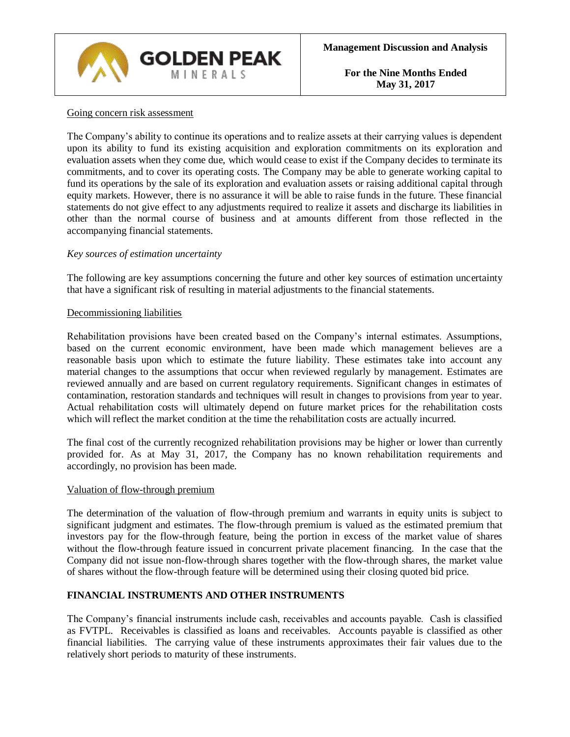Going concern risk assessment

The Company's ability to continue its operations and to realize assets at their carrying values is dependent upon its ability to fund its existing acquisition and exploration commitments on its exploration and evaluation assets when they come due, which would cease to exist if the Company decides to terminate its commitments, and to cover its operating costs. The Company may be able to generate working capital to fund its operations by the sale of its exploration and evaluation assets or raising additional capital through equity markets. However, there is no assurance it will be able to raise funds in the future. These financial statements do not give effect to any adjustments required to realize it assets and discharge its liabilities in other than the normal course of business and at amounts different from those reflected in the accompanying financial statements.

*Key sources of estimation uncertainty*

The following are key assumptions concerning the future and other key sources of estimation uncertainty that have a significant risk of resulting in material adjustments to the financial statements.

Decommissioning liabilities

Rehabilitation provisions have been created based on the Company's internal estimates. Assumptions, based on the current economic environment, have been made which management believes are a reasonable basis upon which to estimate the future liability. These estimates take into account any material changes to the assumptions that occur when reviewed regularly by management. Estimates are reviewed annually and are based on current regulatory requirements. Significant changes in estimates of contamination, restoration standards and techniques will result in changes to provisions from year to year. Actual rehabilitation costs will ultimately depend on future market prices for the rehabilitation costs which will reflect the market condition at the time the rehabilitation costs are actually incurred.

The final cost of the currently recognized rehabilitation provisions may be higher or lower than currently provided for. As at May 31, 2017, the Company has no known rehabilitation requirements and accordingly, no provision has been made.

Valuation of flow-through premium

The determination of the valuation of flow-through premium and warrants in equity units is subject to significant judgment and estimates. The flow-through premium is valued as the estimated premium that investors pay for the flow-through feature, being the portion in excess of the market value of shares without the flow-through feature issued in concurrent private placement financing. In the case that the Company did not issue non-flow-through shares together with the flow-through shares, the market value of shares without the flow-through feature will be determined using their closing quoted bid price.

## FINANCIAL INSTRUMENTS AND OTHER INSTRUMENTS

The Company's financial instruments include cash, receivables and accounts payable. Cash is classified as FVTPL. Receivables is classified as loans and receivables. Accounts payable is classified as other financial liabilities. The carrying value of these instruments approximates their fair values due to the relatively short periods to maturity of these instruments.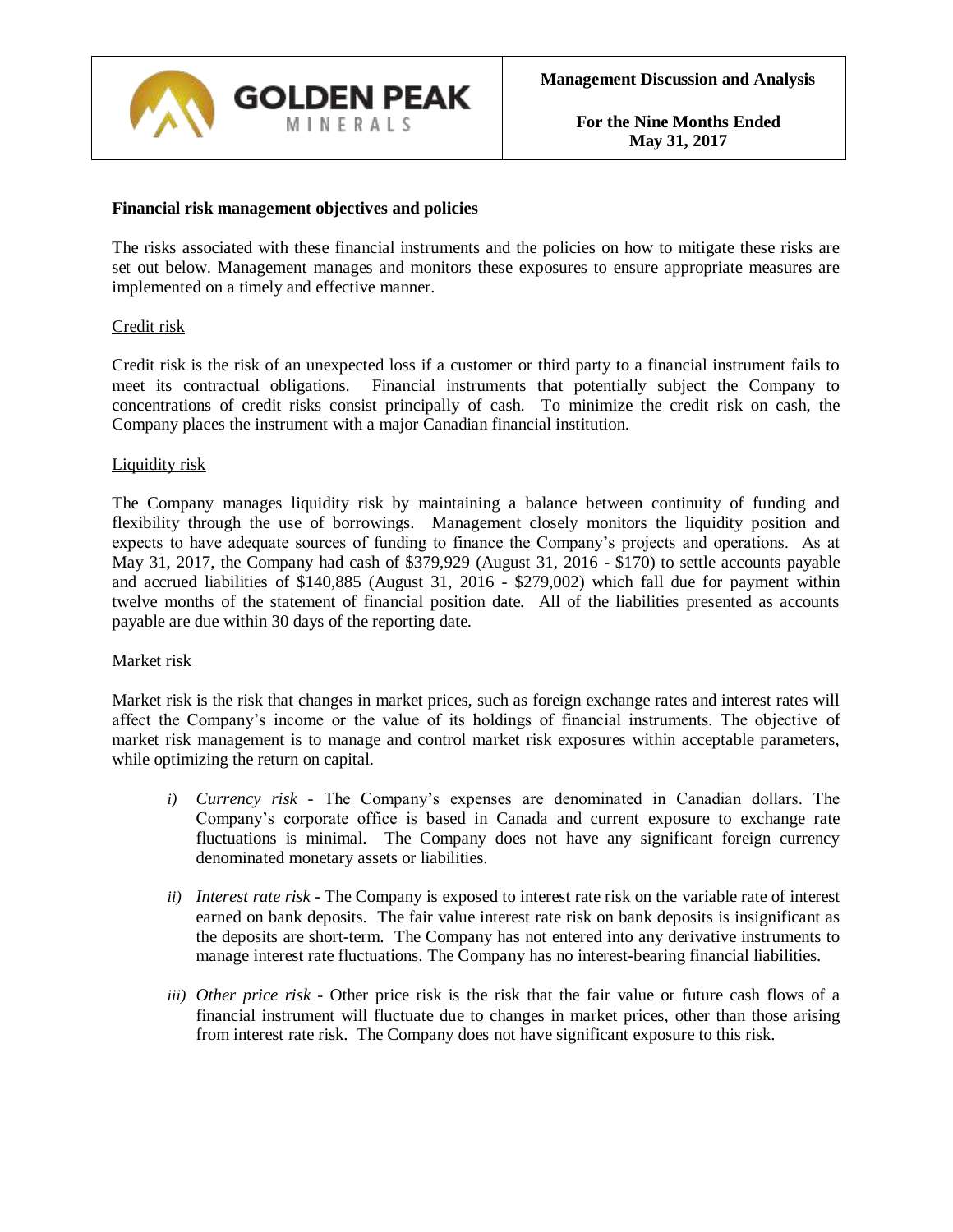### Financial risk management objectives and policies

The risks associated with these financial instruments and the policies on how to mitigate these risks are set out below. Management manages and monitors these exposures to ensure appropriate measures are implemented on a timely and effective manner.

Credit risk

Credit risk is the risk of an unexpected loss if a customer or third party to a financial instrument fails to meet its contractual obligations. Financial instruments that potentially subject the Company to concentrations of credit risks consist principally of cash. To minimize the credit risk on cash, the Company places the instrument with a major Canadian financial institution.

Liquidity risk

The Company manages liquidity risk by maintaining a balance between continuity of funding and flexibility through the use of borrowings. Management closely monitors the liquidity position and expects to have adequate sources of funding to finance the Company's projects and operations. As at May 31, 2017, the Company had cash of $379,929 (August 31, 2016 - $170) to settle accounts payable and accrued liabilities of $140,885 (August 31, 2016 - $279,002) which fall due for payment within twelve months of the statement of financial position date. All of the liabilities presented as accounts payable are due within 30 days of the reporting date.

Market risk

Market risk is the risk that changes in market prices, such as foreign exchange rates and interest rates will affect the Company's income or the value of its holdings of financial instruments. The objective of market risk management is to manage and control market risk exposures within acceptable parameters, while optimizing the return on capital.

*i) Currency risk* - The Company's expenses are denominated in Canadian dollars. The Company's corporate office is based in Canada and current exposure to exchange rate fluctuations is minimal. The Company does not have any significant foreign currency denominated monetary assets or liabilities.

*ii) Interest rate risk* - The Company is exposed to interest rate risk on the variable rate of interest earned on bank deposits. The fair value interest rate risk on bank deposits is insignificant as the deposits are short-term. The Company has not entered into any derivative instruments to manage interest rate fluctuations. The Company has no interest-bearing financial liabilities.

*iii) Other price risk* - Other price risk is the risk that the fair value or future cash flows of a financial instrument will fluctuate due to changes in market prices, other than those arising from interest rate risk. The Company does not have significant exposure to this risk.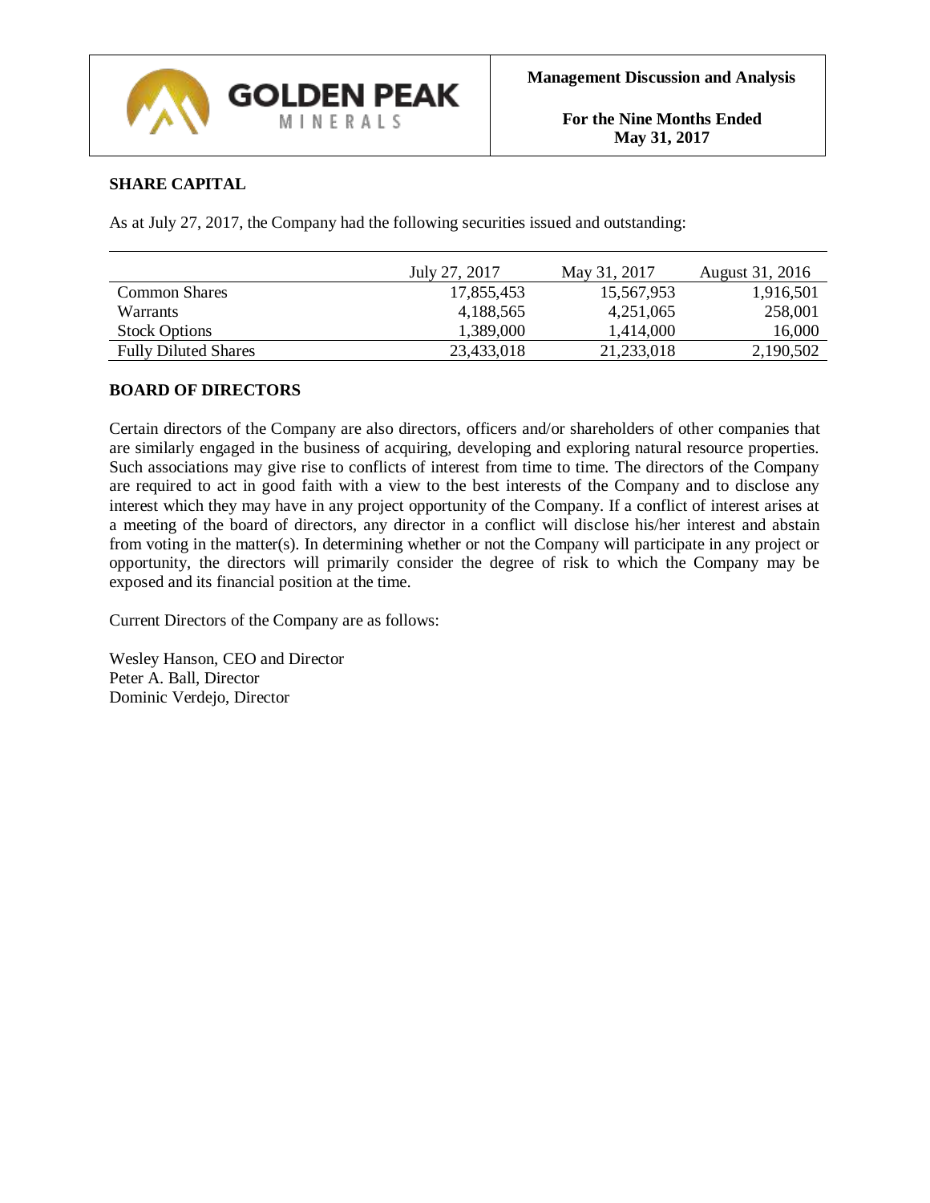## SHARE CAPITAL

As at July 27, 2017, the Company had the following securities issued and outstanding:

| | July 27, 2017 | May 31, 2017 | August 31, 2016 |
|---|---|---|---|
| Common Shares | 17,855,453 | 15,567,953 | 1,916,501 |
| Warrants | 4,188,565 | 4,251,065 | 258,001 |
| Stock Options | 1,389,000 | 1,414,000 | 16,000 |
| Fully Diluted Shares | 23,433,018 | 21,233,018 | 2,190,502 |

## BOARD OF DIRECTORS

Certain directors of the Company are also directors, officers and/or shareholders of other companies that are similarly engaged in the business of acquiring, developing and exploring natural resource properties. Such associations may give rise to conflicts of interest from time to time. The directors of the Company are required to act in good faith with a view to the best interests of the Company and to disclose any interest which they may have in any project opportunity of the Company. If a conflict of interest arises at a meeting of the board of directors, any director in a conflict will disclose his/her interest and abstain from voting in the matter(s). In determining whether or not the Company will participate in any project or opportunity, the directors will primarily consider the degree of risk to which the Company may be exposed and its financial position at the time.

Current Directors of the Company are as follows:

Wesley Hanson, CEO and Director
Peter A. Ball, Director
Dominic Verdejo, Director